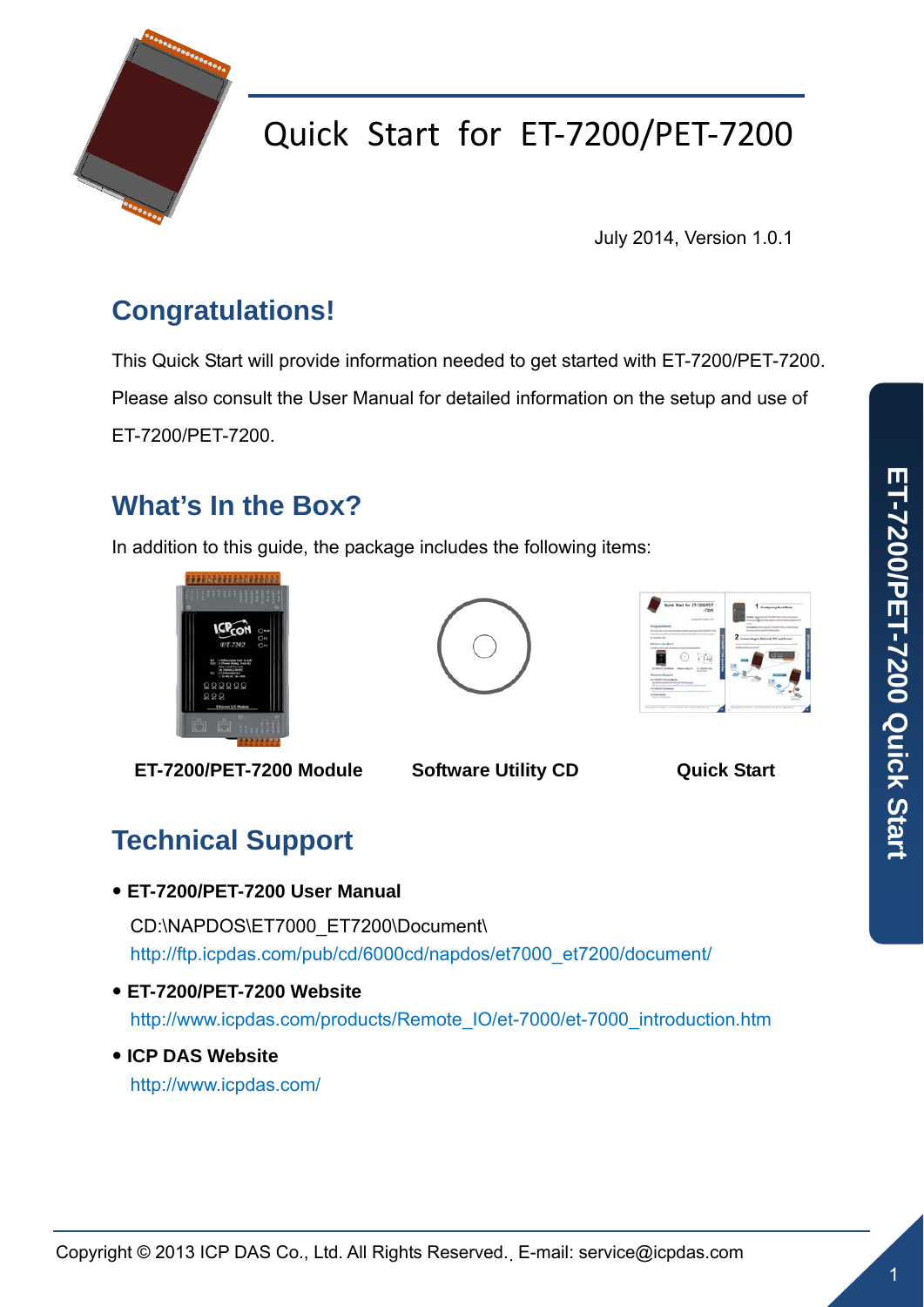# Quick Start for ET-7200/PET-7200

July 2014, Version 1.0.1

## Congratulations!

This Quick Start will provide information needed to get started with ET-7200/PET-7200. Please also consult the User Manual for detailed information on the setup and use of ET-7200/PET-7200.

## What's In the Box?

In addition to this guide, the package includes the following items:

**ET-7200/PET-7200 Module** **Software Utility CD** **Quick Start**

## Technical Support

- **ET-7200/PET-7200 User Manual**
  CD:\NAPDOS\ET7000_ET7200\Document\
  http://ftp.icpdas.com/pub/cd/6000cd/napdos/et7000_et7200/document/
- **ET-7200/PET-7200 Website**
  http://www.icpdas.com/products/Remote_IO/et-7000/et-7000_introduction.htm
- **ICP DAS Website**
  http://www.icpdas.com/

Copyright © 2013 ICP DAS Co., Ltd. All Rights Reserved. E-mail: service@icpdas.com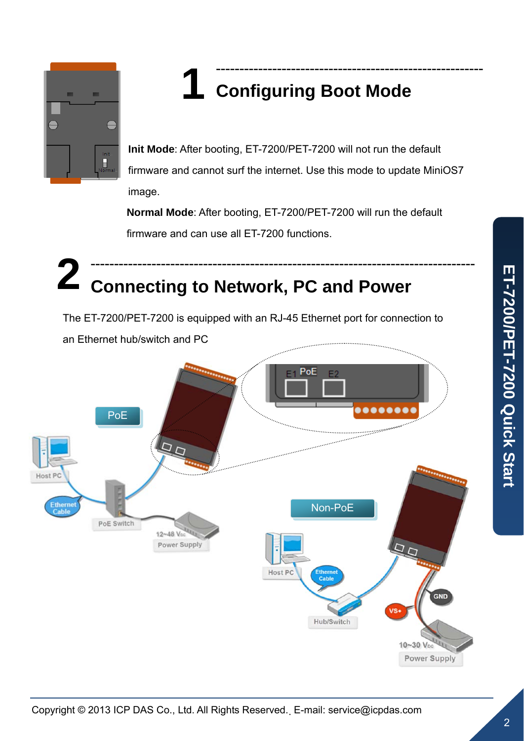# 1 Configuring Boot Mode

**Init Mode**: After booting, ET-7200/PET-7200 will not run the default firmware and cannot surf the internet. Use this mode to update MiniOS7 image.

**Normal Mode**: After booting, ET-7200/PET-7200 will run the default firmware and can use all ET-7200 functions.

# 2 Connecting to Network, PC and Power

The ET-7200/PET-7200 is equipped with an RJ-45 Ethernet port for connection to an Ethernet hub/switch and PC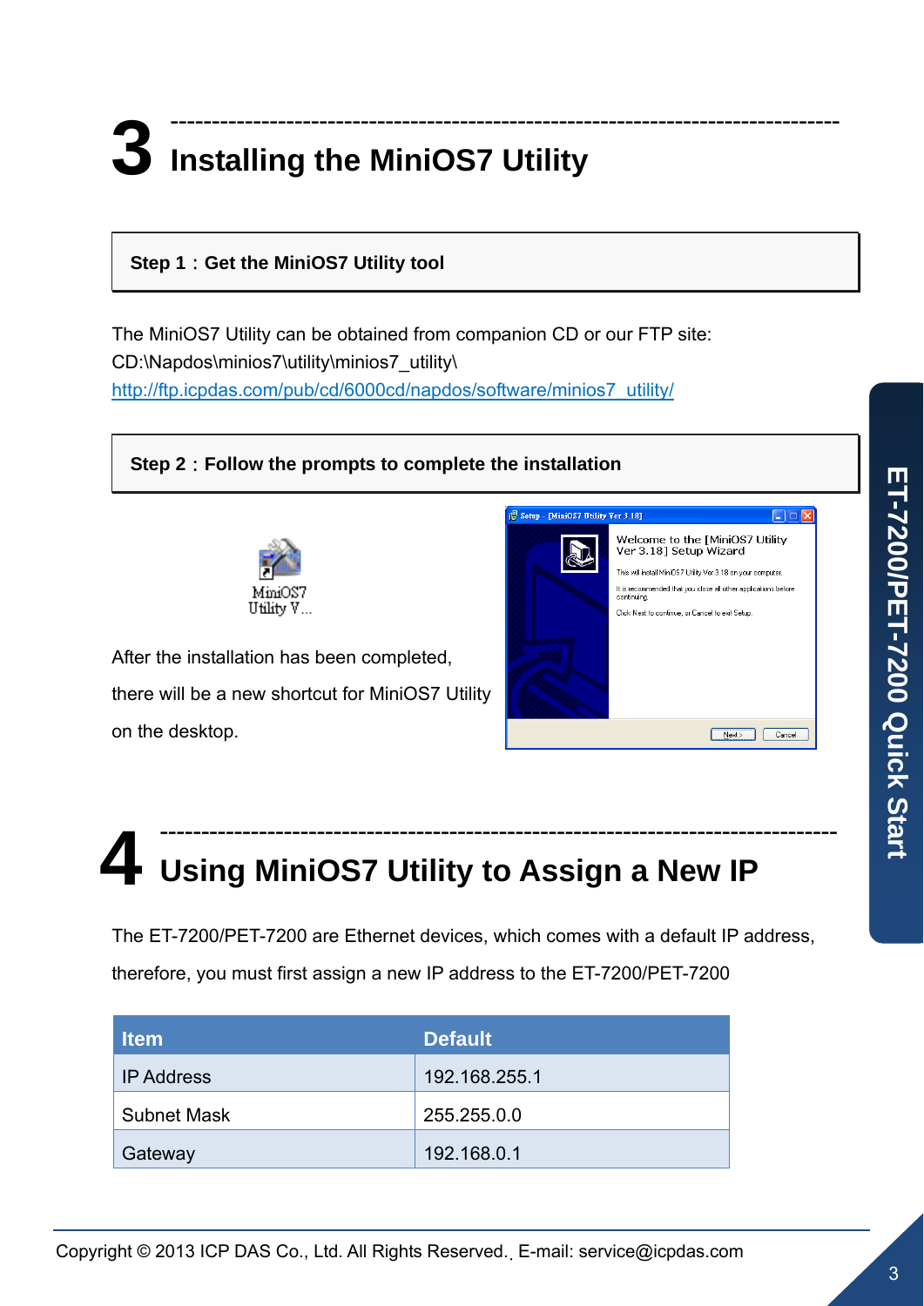# 3 Installing the MiniOS7 Utility

**Step 1：Get the MiniOS7 Utility tool**

The MiniOS7 Utility can be obtained from companion CD or our FTP site:
CD:\Napdos\minios7\utility\minios7_utility\
http://ftp.icpdas.com/pub/cd/6000cd/napdos/software/minios7_utility/

**Step 2：Follow the prompts to complete the installation**

After the installation has been completed, there will be a new shortcut for MiniOS7 Utility on the desktop.

# 4 Using MiniOS7 Utility to Assign a New IP

The ET-7200/PET-7200 are Ethernet devices, which comes with a default IP address, therefore, you must first assign a new IP address to the ET-7200/PET-7200

| Item | Default |
|---|---|
| IP Address | 192.168.255.1 |
| Subnet Mask | 255.255.0.0 |
| Gateway | 192.168.0.1 |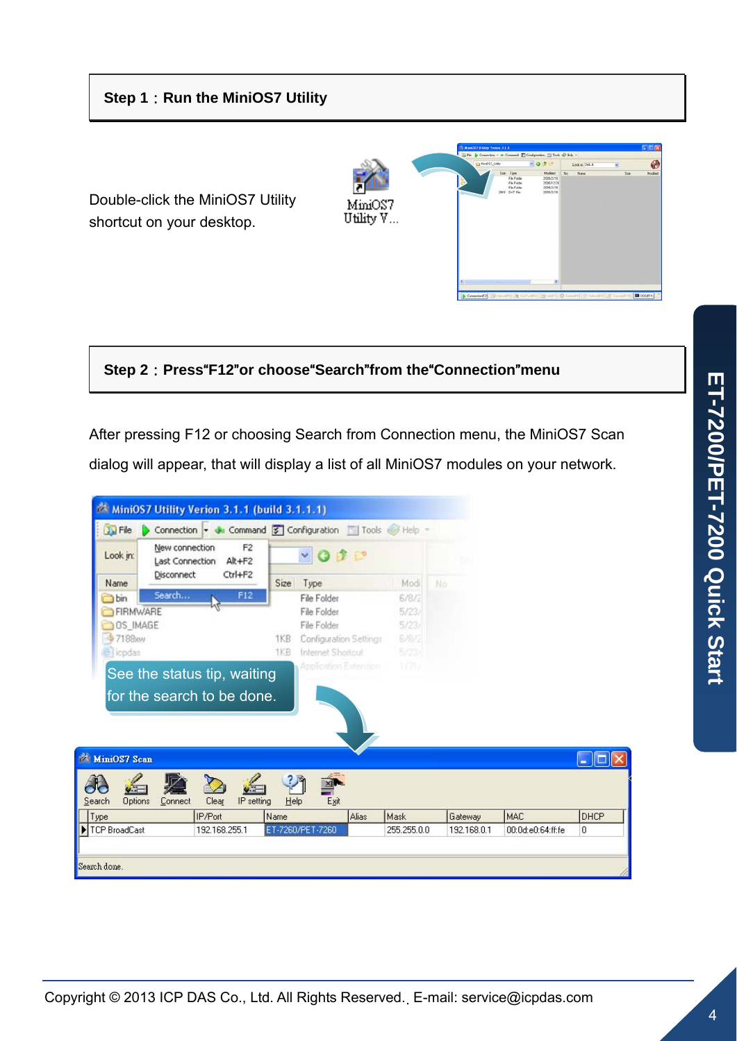## Step 1：Run the MiniOS7 Utility

Double-click the MiniOS7 Utility shortcut on your desktop.

## Step 2：Press“F12”or choose“Search”from the“Connection”menu

After pressing F12 or choosing Search from Connection menu, the MiniOS7 Scan dialog will appear, that will display a list of all MiniOS7 modules on your network.

See the status tip, waiting for the search to be done.

Copyright © 2013 ICP DAS Co., Ltd. All Rights Reserved.﹐E-mail: service@icpdas.com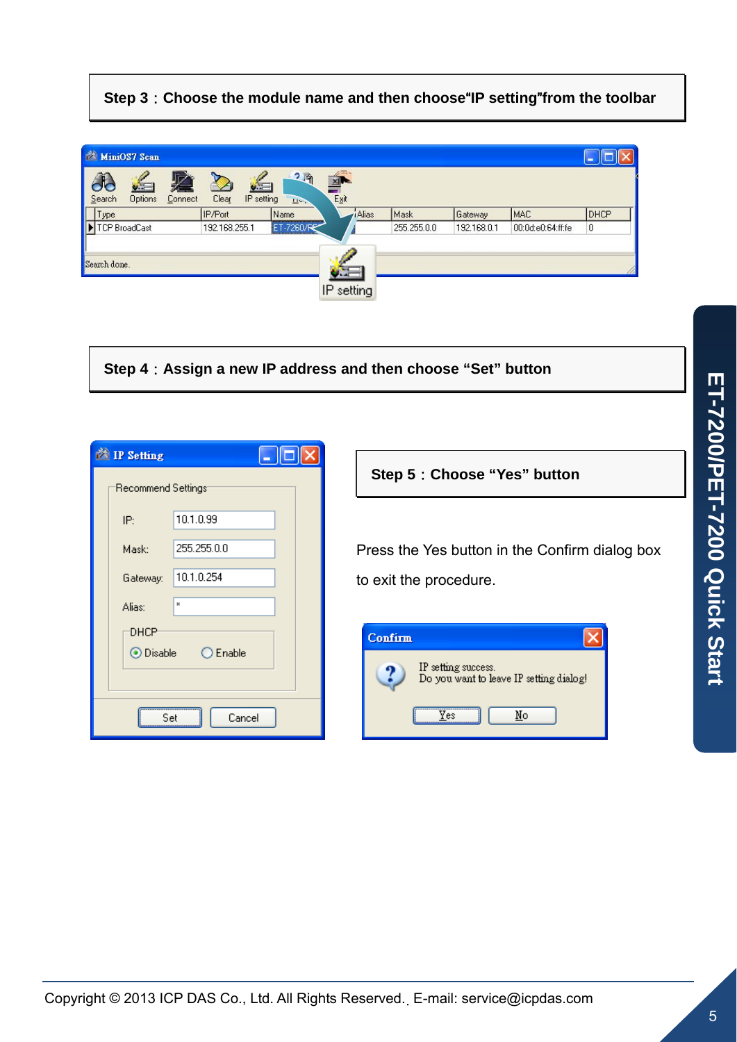**Step 3：Choose the module name and then choose"IP setting"from the toolbar**

**Step 4：Assign a new IP address and then choose "Set" button**

**Step 5：Choose "Yes" button**

Press the Yes button in the Confirm dialog box to exit the procedure.

Copyright © 2013 ICP DAS Co., Ltd. All Rights Reserved. E-mail: service@icpdas.com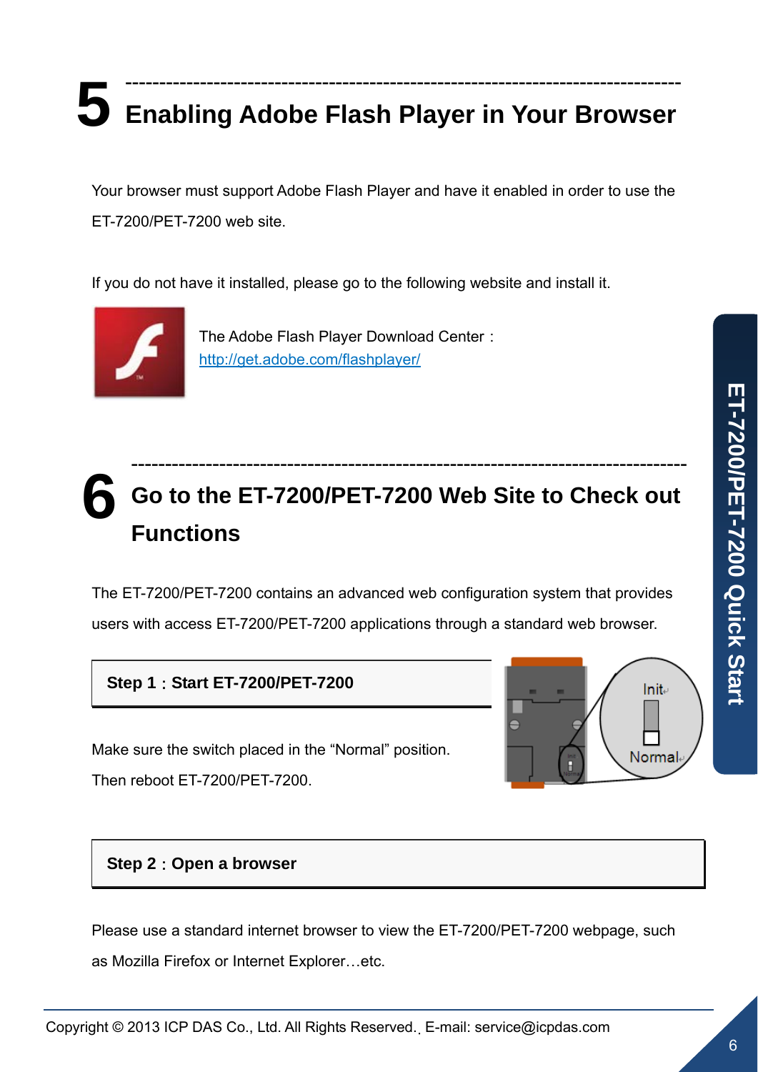# 5 Enabling Adobe Flash Player in Your Browser

Your browser must support Adobe Flash Player and have it enabled in order to use the ET-7200/PET-7200 web site.

If you do not have it installed, please go to the following website and install it.

The Adobe Flash Player Download Center：
http://get.adobe.com/flashplayer/

# 6 Go to the ET-7200/PET-7200 Web Site to Check out Functions

The ET-7200/PET-7200 contains an advanced web configuration system that provides users with access ET-7200/PET-7200 applications through a standard web browser.

**Step 1：Start ET-7200/PET-7200**

Make sure the switch placed in the "Normal" position.
Then reboot ET-7200/PET-7200.

**Step 2：Open a browser**

Please use a standard internet browser to view the ET-7200/PET-7200 webpage, such as Mozilla Firefox or Internet Explorer…etc.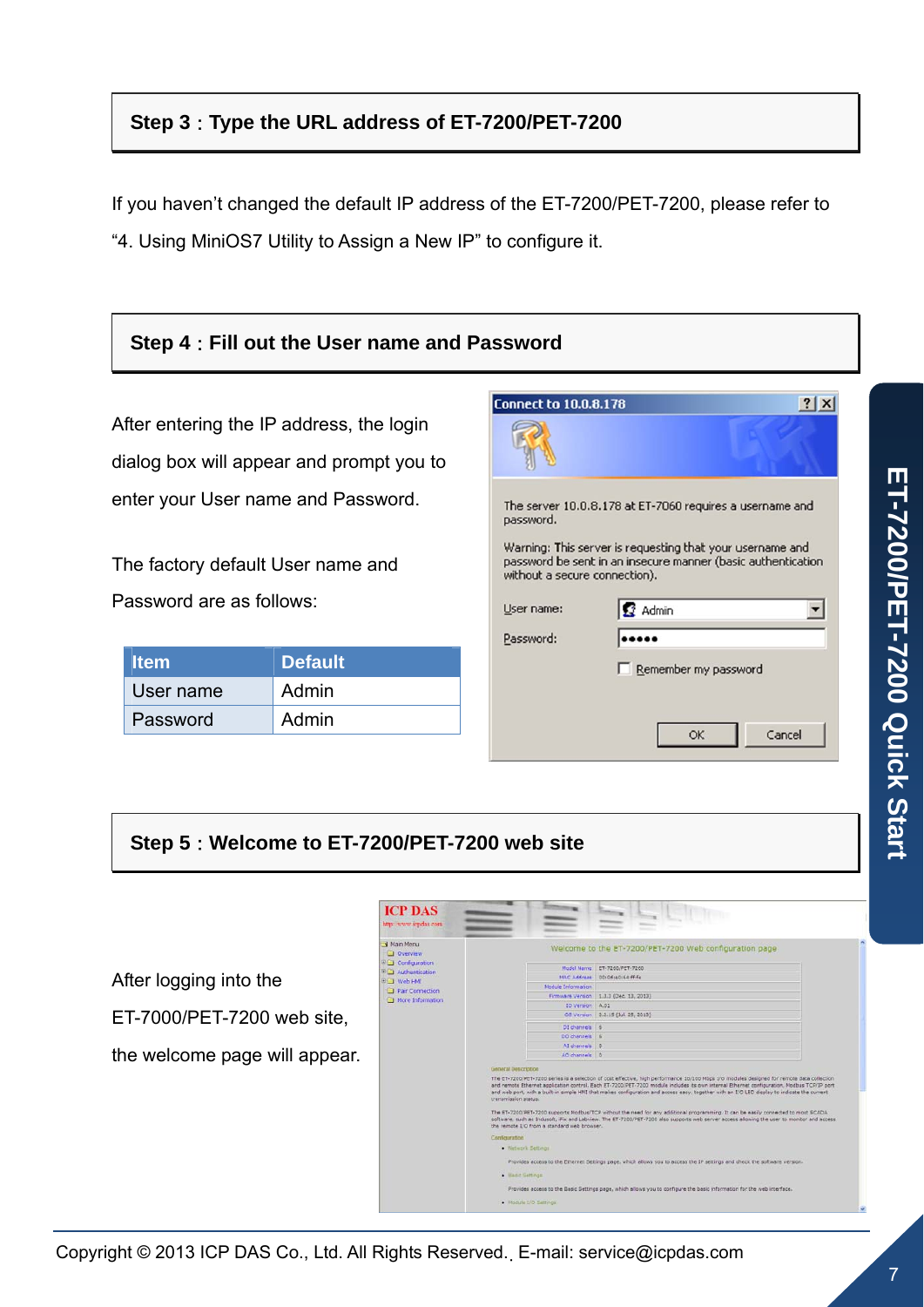## Step 3：Type the URL address of ET-7200/PET-7200

If you haven't changed the default IP address of the ET-7200/PET-7200, please refer to "4. Using MiniOS7 Utility to Assign a New IP" to configure it.

## Step 4：Fill out the User name and Password

After entering the IP address, the login dialog box will appear and prompt you to enter your User name and Password.

The factory default User name and Password are as follows:

| Item | Default |
|---|---|
| User name | Admin |
| Password | Admin |

## Step 5：Welcome to ET-7200/PET-7200 web site

After logging into the ET-7000/PET-7200 web site, the welcome page will appear.

Copyright © 2013 ICP DAS Co., Ltd. All Rights Reserved. E-mail: service@icpdas.com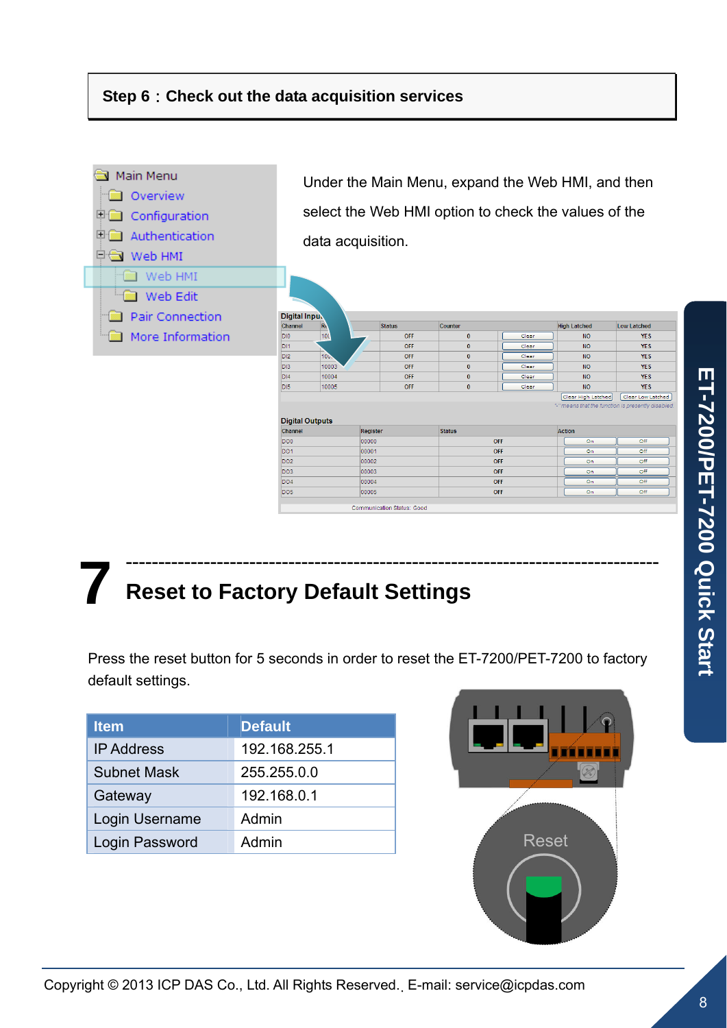**Step 6：Check out the data acquisition services**

Under the Main Menu, expand the Web HMI, and then select the Web HMI option to check the values of the data acquisition.

# 7 Reset to Factory Default Settings

Press the reset button for 5 seconds in order to reset the ET-7200/PET-7200 to factory default settings.

| Item | Default |
| --- | --- |
| IP Address | 192.168.255.1 |
| Subnet Mask | 255.255.0.0 |
| Gateway | 192.168.0.1 |
| Login Username | Admin |
| Login Password | Admin |

Copyright © 2013 ICP DAS Co., Ltd. All Rights Reserved. E-mail: service@icpdas.com